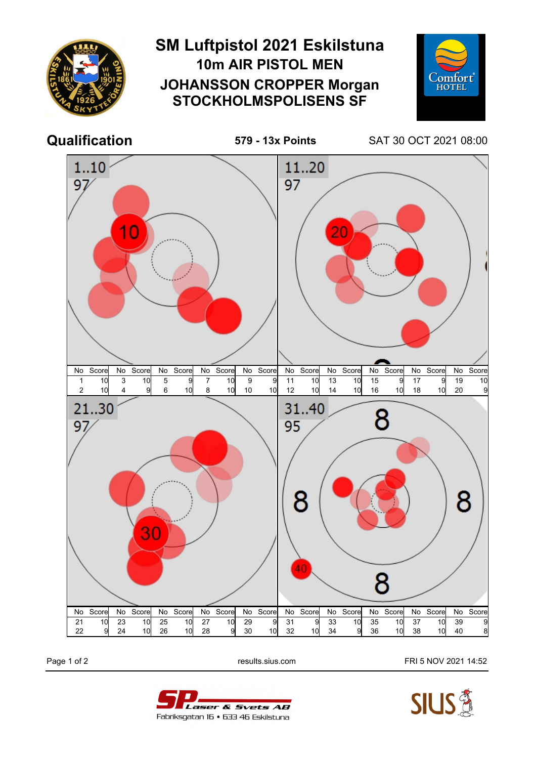# SM Luftpistol 2021 Eskilstuna

## 10m AIR PISTOL MEN

## JOHANSSON CROPPER Morgan

## STOCKHOLMSPOLISENS SF

**Qualification** — **579 - 13x Points** — SAT 30 OCT 2021 08:00

### 1..10 — 97

| No | Score | No | Score | No | Score | No | Score | No | Score |
|---|---|---|---|---|---|---|---|---|---|
| 1 | 10 | 3 | 10 | 5 | 9 | 7 | 10 | 9 | 9 |
| 2 | 10 | 4 | 9 | 6 | 10 | 8 | 10 | 10 | 10 |

### 11..20 — 97

| No | Score | No | Score | No | Score | No | Score | No | Score |
|---|---|---|---|---|---|---|---|---|---|
| 11 | 10 | 13 | 10 | 15 | 9 | 17 | 9 | 19 | 10 |
| 12 | 10 | 14 | 10 | 16 | 10 | 18 | 10 | 20 | 9 |

### 21..30 — 97

| No | Score | No | Score | No | Score | No | Score | No | Score |
|---|---|---|---|---|---|---|---|---|---|
| 21 | 10 | 23 | 10 | 25 | 10 | 27 | 10 | 29 | 9 |
| 22 | 9 | 24 | 10 | 26 | 10 | 28 | 9 | 30 | 10 |

### 31..40 — 95

| No | Score | No | Score | No | Score | No | Score | No | Score |
|---|---|---|---|---|---|---|---|---|---|
| 31 | 9 | 33 | 10 | 35 | 10 | 37 | 10 | 39 | 9 |
| 32 | 10 | 34 | 9 | 36 | 10 | 38 | 10 | 40 | 8 |

results.sius.com — FRI 5 NOV 2021 14:52

SP Laser & Svets AB
Fabriksgatan 16 • 633 46 Eskilstuna

SIUS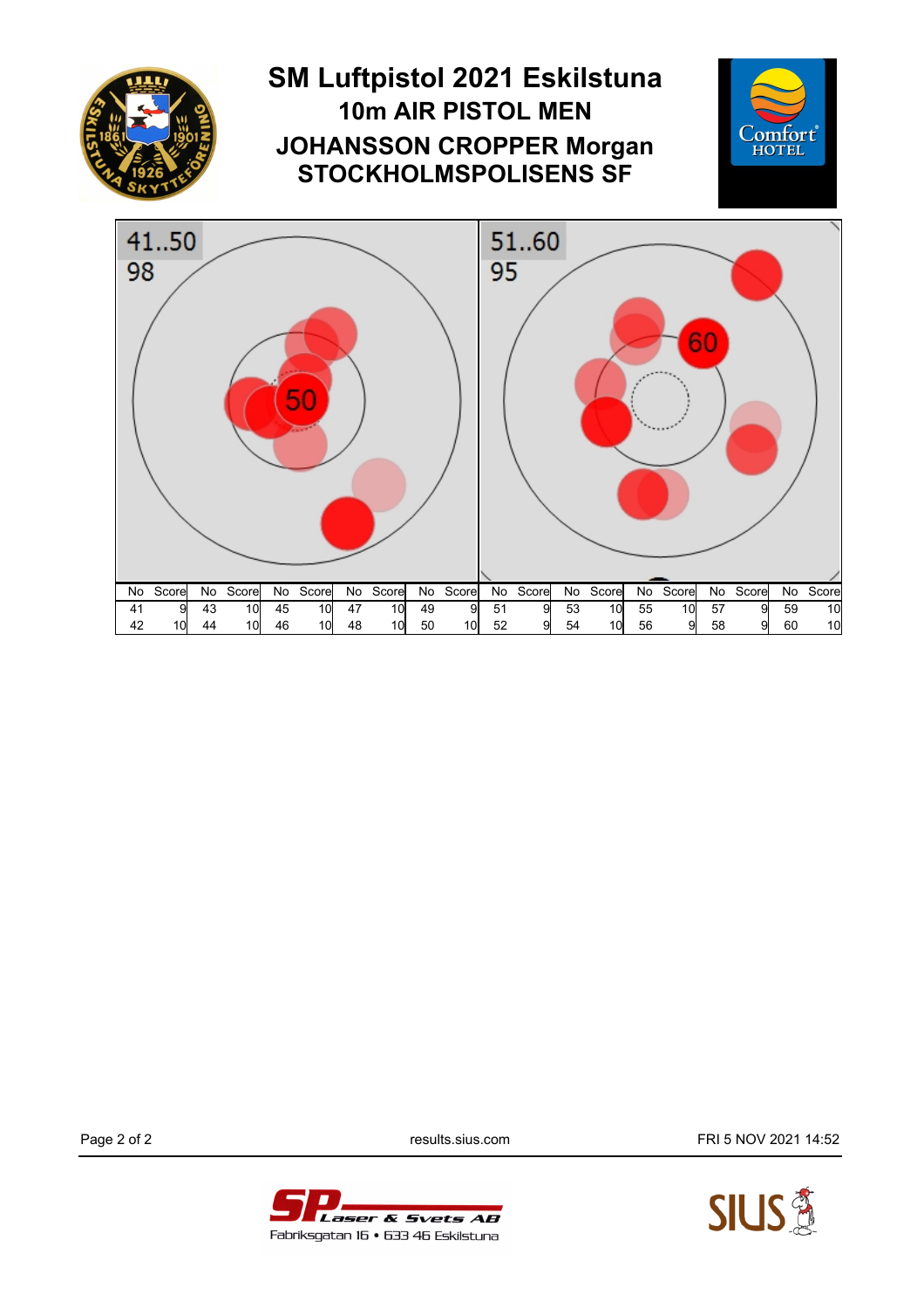# SM Luftpistol 2021 Eskilstuna

## 10m AIR PISTOL MEN

## JOHANSSON CROPPER Morgan

## STOCKHOLMSPOLISENS SF

41..50
98

50

51..60
95

60

| No | Score | No | Score | No | Score | No | Score | No | Score | No | Score | No | Score | No | Score | No | Score | No | Score |
|---|---|---|---|---|---|---|---|---|---|---|---|---|---|---|---|---|---|---|---|
| 41 | 9 | 43 | 10 | 45 | 10 | 47 | 10 | 49 | 9 | 51 | 9 | 53 | 10 | 55 | 10 | 57 | 9 | 59 | 10 |
| 42 | 10 | 44 | 10 | 46 | 10 | 48 | 10 | 50 | 10 | 52 | 9 | 54 | 10 | 56 | 9 | 58 | 9 | 60 | 10 |

results.sius.com

FRI 5 NOV 2021 14:52

SP Laser & Svets AB
Fabriksgatan 16 • 633 46 Eskilstuna

SIUS